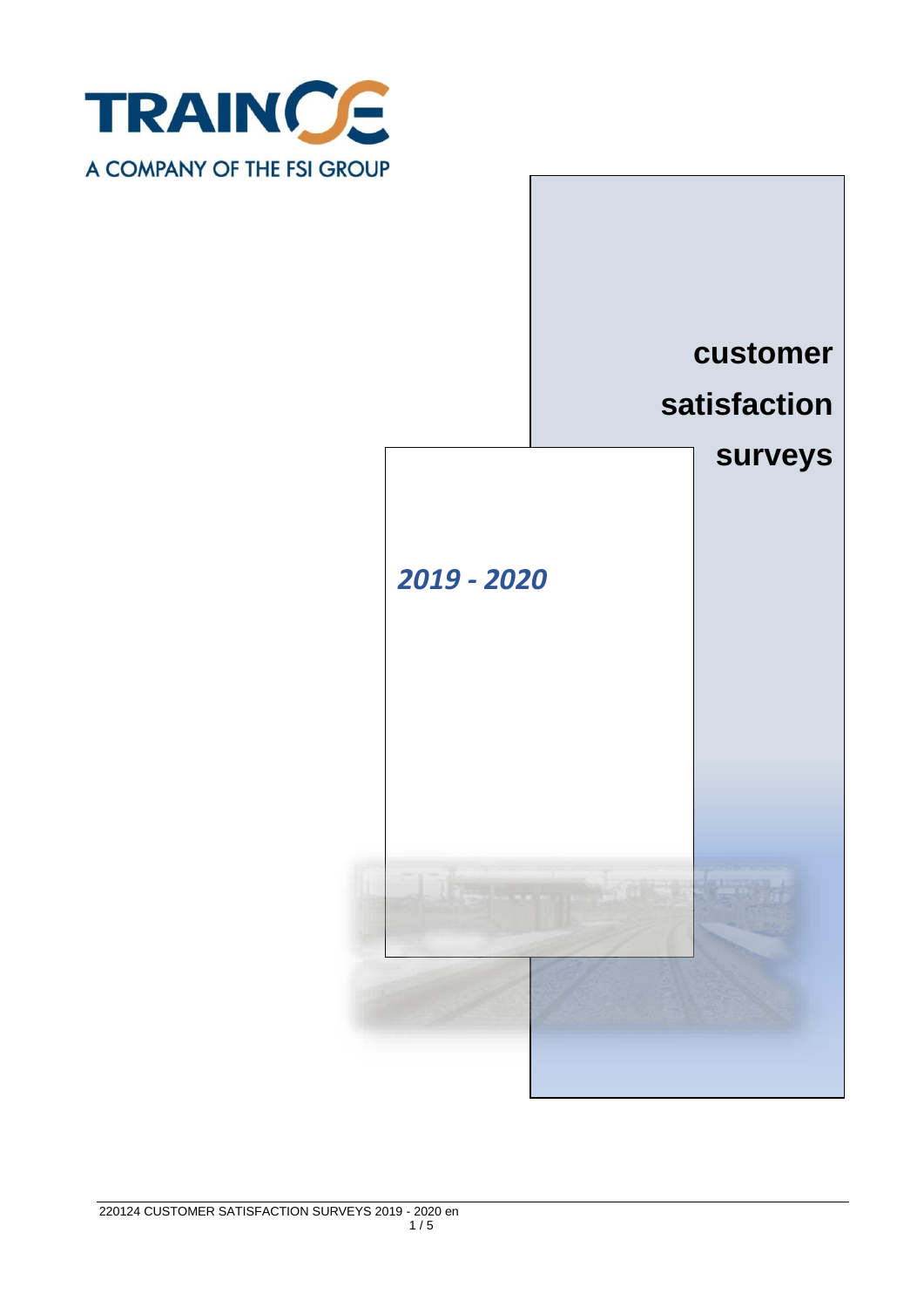TRAINOSE

A COMPANY OF THE FSI GROUP

# customer satisfaction surveys

*2019 - 2020*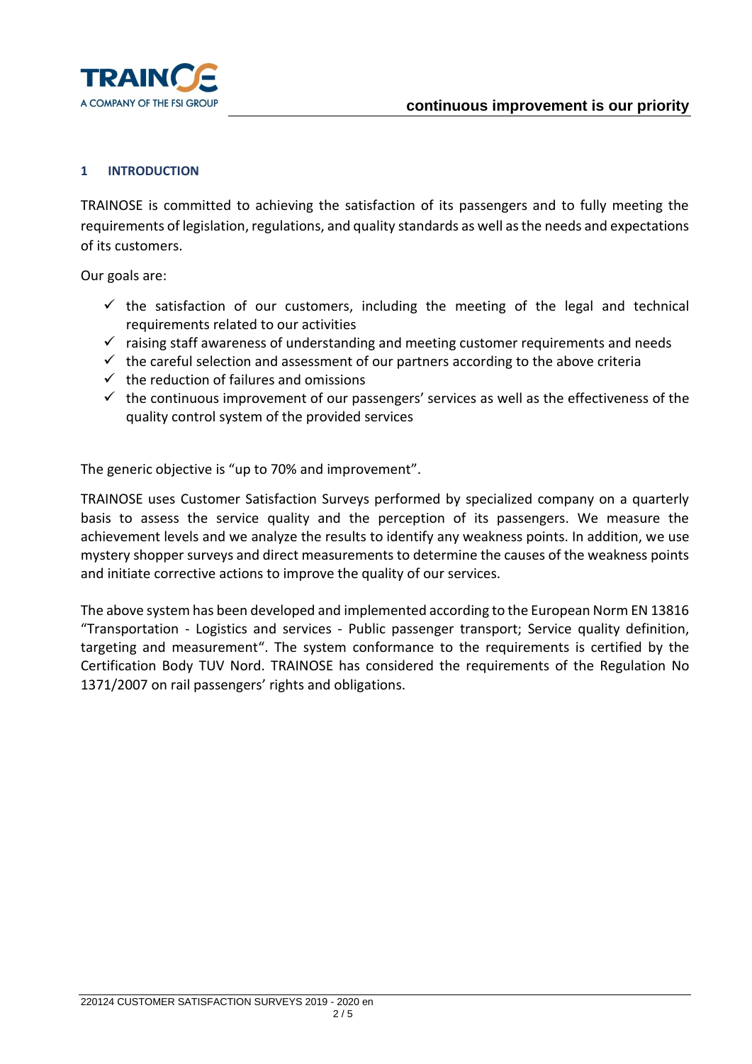# 1 INTRODUCTION

TRAINOSE is committed to achieving the satisfaction of its passengers and to fully meeting the requirements of legislation, regulations, and quality standards as well as the needs and expectations of its customers.

Our goals are:

- ✓ the satisfaction of our customers, including the meeting of the legal and technical requirements related to our activities
- ✓ raising staff awareness of understanding and meeting customer requirements and needs
- ✓ the careful selection and assessment of our partners according to the above criteria
- ✓ the reduction of failures and omissions
- ✓ the continuous improvement of our passengers' services as well as the effectiveness of the quality control system of the provided services

The generic objective is "up to 70% and improvement".

TRAINOSE uses Customer Satisfaction Surveys performed by specialized company on a quarterly basis to assess the service quality and the perception of its passengers. We measure the achievement levels and we analyze the results to identify any weakness points. In addition, we use mystery shopper surveys and direct measurements to determine the causes of the weakness points and initiate corrective actions to improve the quality of our services.

The above system has been developed and implemented according to the European Norm EN 13816 "Transportation - Logistics and services - Public passenger transport; Service quality definition, targeting and measurement". The system conformance to the requirements is certified by the Certification Body TUV Nord. TRAINOSE has considered the requirements of the Regulation No 1371/2007 on rail passengers' rights and obligations.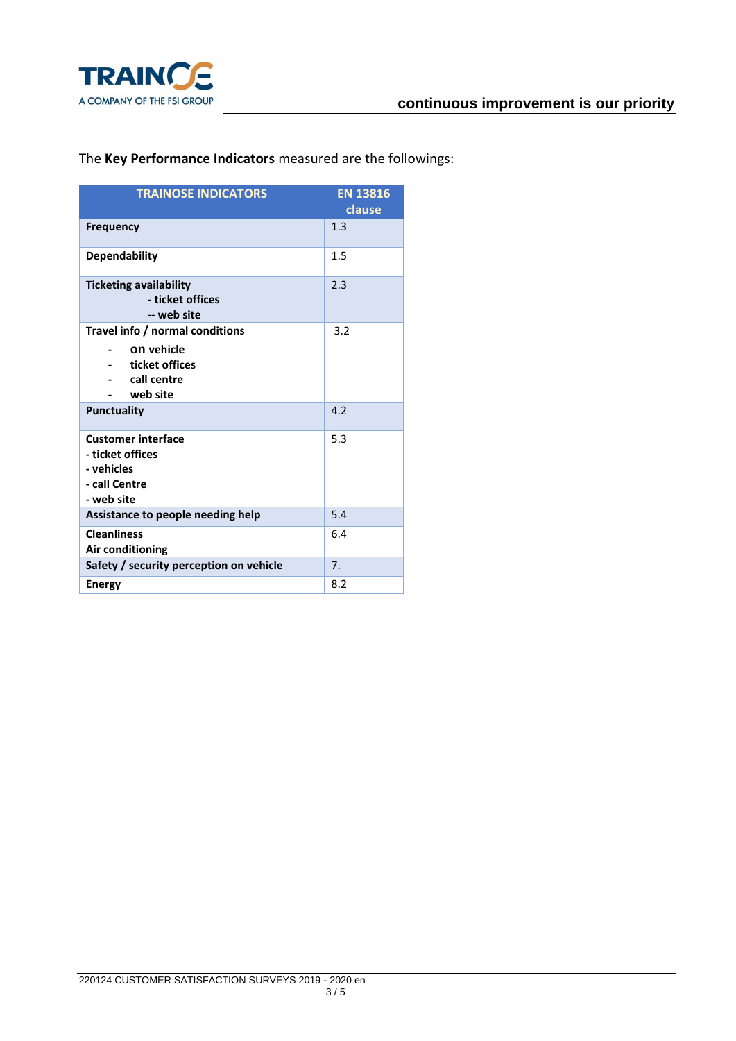The **Key Performance Indicators** measured are the followings:

| TRAINOSE INDICATORS | EN 13816 clause |
|---|---|
| **Frequency** | 1.3 |
| **Dependability** | 1.5 |
| **Ticketing availability**<br>**- ticket offices**<br>**-- web site** | 2.3 |
| **Travel info / normal conditions**<br>**- on vehicle**<br>**- ticket offices**<br>**- call centre**<br>**- web site** | 3.2 |
| **Punctuality** | 4.2 |
| **Customer interface**<br>**- ticket offices**<br>**- vehicles**<br>**- call Centre**<br>**- web site** | 5.3 |
| **Assistance to people needing help** | 5.4 |
| **Cleanliness**<br>**Air conditioning** | 6.4 |
| **Safety / security perception on vehicle** | 7. |
| **Energy** | 8.2 |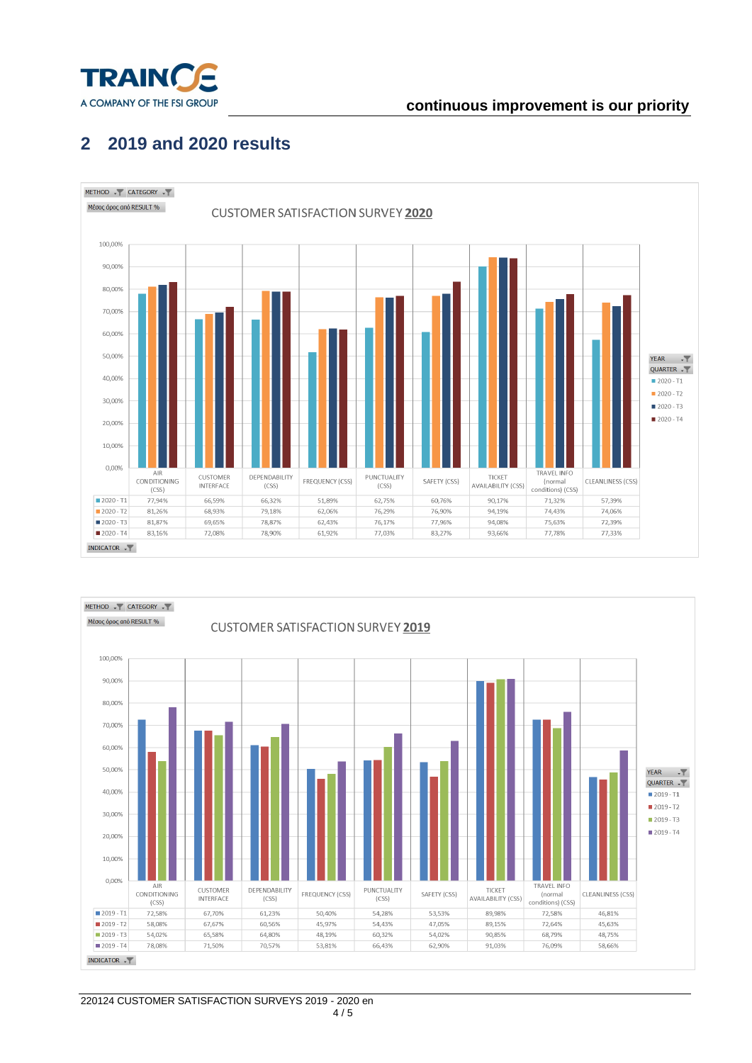## 2 2019 and 2020 results

METHOD | CATEGORY

Μέσος όρος από RESULT %

CUSTOMER SATISFACTION SURVEY **2020**

| | AIR CONDITIONING (CSS) | CUSTOMER INTERFACE | DEPENDABILITY (CSS) | FREQUENCY (CSS) | PUNCTUALITY (CSS) | SAFETY (CSS) | TICKET AVAILABILITY (CSS) | TRAVEL INFO (normal conditions) (CSS) | CLEANLINESS (CSS) |
|---|---|---|---|---|---|---|---|---|---|
| 2020 - T1 | 77,94% | 66,59% | 66,32% | 51,89% | 62,75% | 60,76% | 90,17% | 71,32% | 57,39% |
| 2020 - T2 | 81,26% | 68,93% | 79,18% | 62,06% | 76,29% | 76,90% | 94,19% | 74,43% | 74,06% |
| 2020 - T3 | 81,87% | 69,65% | 78,87% | 62,43% | 76,17% | 77,96% | 94,08% | 75,63% | 72,39% |
| 2020 - T4 | 83,16% | 72,08% | 78,90% | 61,92% | 77,03% | 83,27% | 93,66% | 77,78% | 77,33% |

INDICATOR

METHOD | CATEGORY

Μέσος όρος από RESULT %

CUSTOMER SATISFACTION SURVEY **2019**

| | AIR CONDITIONING (CSS) | CUSTOMER INTERFACE | DEPENDABILITY (CSS) | FREQUENCY (CSS) | PUNCTUALITY (CSS) | SAFETY (CSS) | TICKET AVAILABILITY (CSS) | TRAVEL INFO (normal conditions) (CSS) | CLEANLINESS (CSS) |
|---|---|---|---|---|---|---|---|---|---|
| 2019 - T1 | 72,58% | 67,70% | 61,23% | 50,40% | 54,28% | 53,53% | 89,98% | 72,58% | 46,81% |
| 2019 - T2 | 58,08% | 67,67% | 60,56% | 45,97% | 54,43% | 47,05% | 89,15% | 72,64% | 45,63% |
| 2019 - T3 | 54,02% | 65,58% | 64,80% | 48,19% | 60,32% | 54,02% | 90,85% | 68,79% | 48,75% |
| 2019 - T4 | 78,08% | 71,50% | 70,57% | 53,81% | 66,43% | 62,90% | 91,03% | 76,09% | 58,66% |

INDICATOR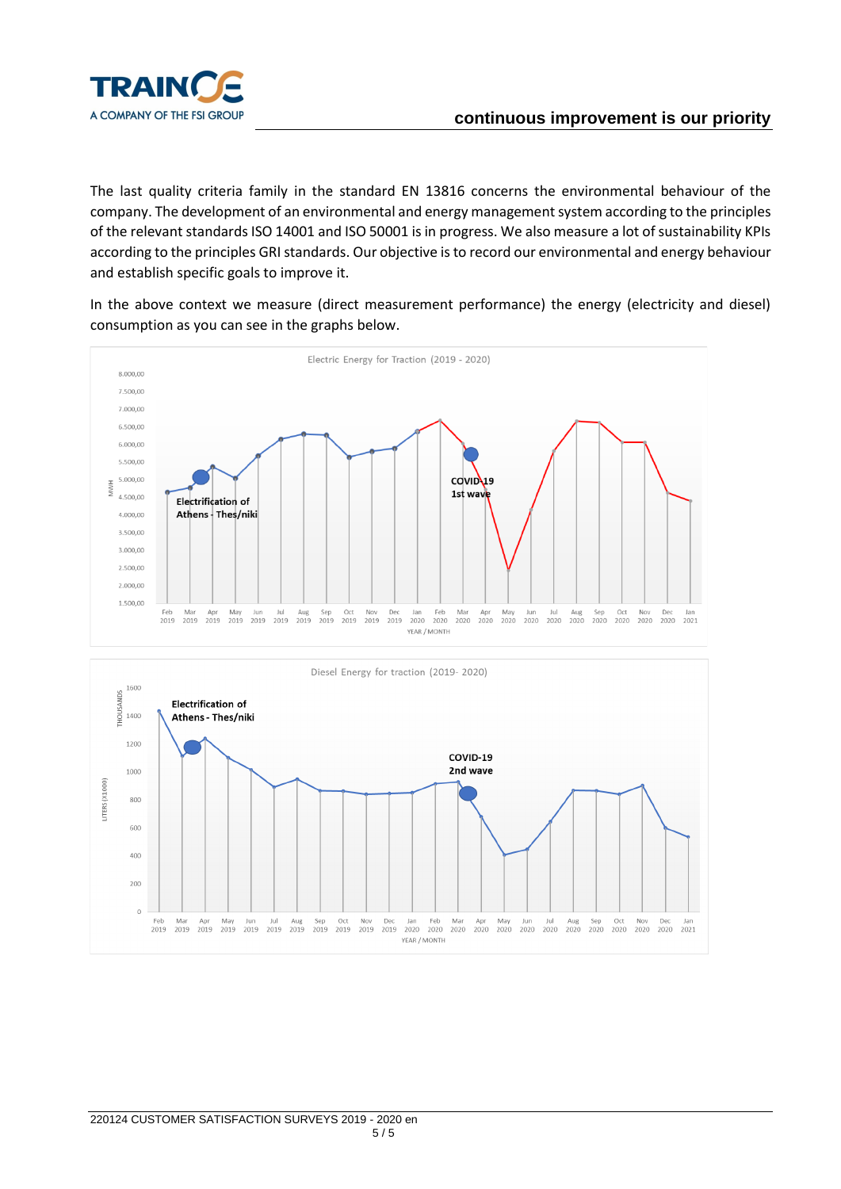The last quality criteria family in the standard EN 13816 concerns the environmental behaviour of the company. The development of an environmental and energy management system according to the principles of the relevant standards ISO 14001 and ISO 50001 is in progress. We also measure a lot of sustainability KPIs according to the principles GRI standards. Our objective is to record our environmental and energy behaviour and establish specific goals to improve it.

In the above context we measure (direct measurement performance) the energy (electricity and diesel) consumption as you can see in the graphs below.

Electric Energy for Traction (2019 - 2020)

MWH

8.000,00
7.500,00
7.000,00
6.500,00
6.000,00
5.500,00
5.000,00
4.500,00
4.000,00
3.500,00
3.000,00
2.500,00
2.000,00
1.500,00

Electrification of Athens - Thes/niki

COVID-19 1st wave

Feb 2019, Mar 2019, Apr 2019, May 2019, Jun 2019, Jul 2019, Aug 2019, Sep 2019, Oct 2019, Nov 2019, Dec 2019, Jan 2020, Feb 2020, Mar 2020, Apr 2020, May 2020, Jun 2020, Jul 2020, Aug 2020, Sep 2020, Oct 2020, Nov 2020, Dec 2020, Jan 2021

YEAR / MONTH

Diesel Energy for traction (2019- 2020)

THOUSANDS

LITERS (X1000)

1600
1400
1200
1000
800
600
400
200
0

Electrification of Athens - Thes/niki

COVID-19 2nd wave

Feb 2019, Mar 2019, Apr 2019, May 2019, Jun 2019, Jul 2019, Aug 2019, Sep 2019, Oct 2019, Nov 2019, Dec 2019, Jan 2020, Feb 2020, Mar 2020, Apr 2020, May 2020, Jun 2020, Jul 2020, Aug 2020, Sep 2020, Oct 2020, Nov 2020, Dec 2020, Jan 2021

YEAR / MONTH